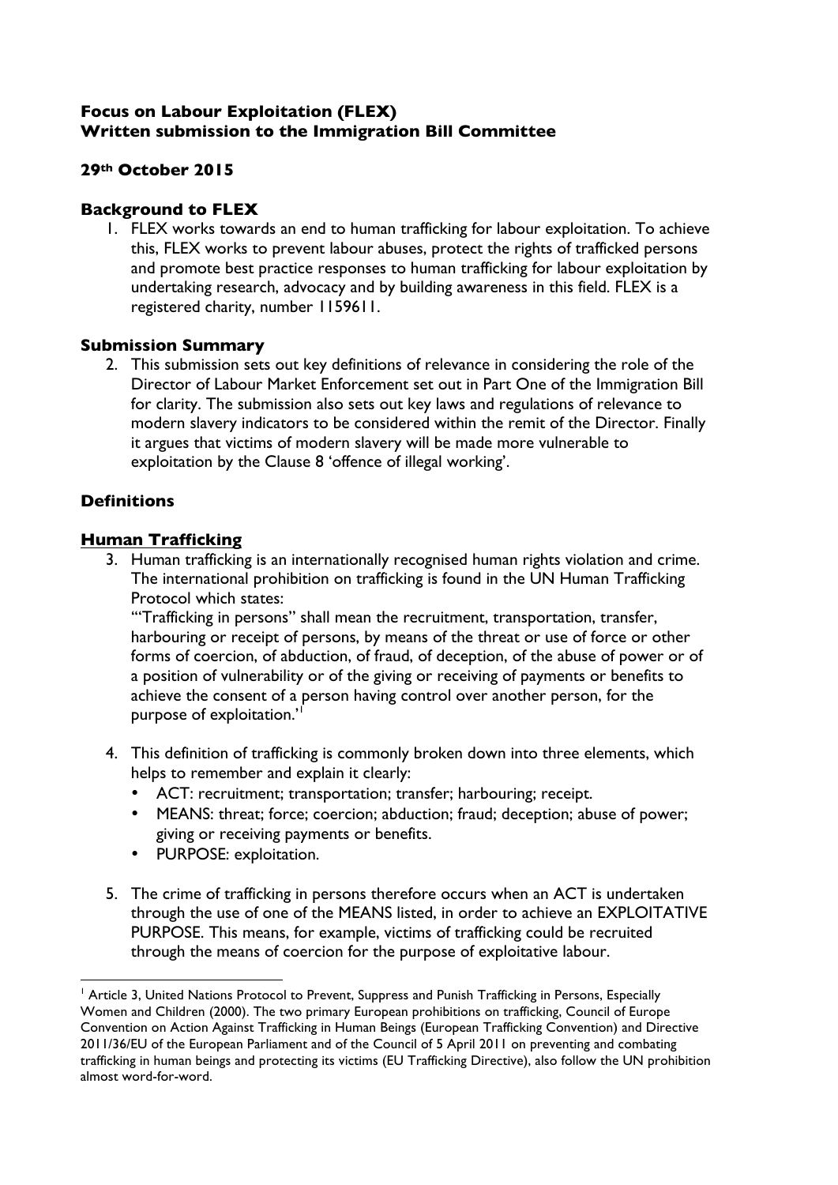**Focus on Labour Exploitation (FLEX)**
**Written submission to the Immigration Bill Committee**

**29th October 2015**

## Background to FLEX

1. FLEX works towards an end to human trafficking for labour exploitation. To achieve this, FLEX works to prevent labour abuses, protect the rights of trafficked persons and promote best practice responses to human trafficking for labour exploitation by undertaking research, advocacy and by building awareness in this field. FLEX is a registered charity, number 1159611.

## Submission Summary

2. This submission sets out key definitions of relevance in considering the role of the Director of Labour Market Enforcement set out in Part One of the Immigration Bill for clarity. The submission also sets out key laws and regulations of relevance to modern slavery indicators to be considered within the remit of the Director. Finally it argues that victims of modern slavery will be made more vulnerable to exploitation by the Clause 8 'offence of illegal working'.

## Definitions

### Human Trafficking

3. Human trafficking is an internationally recognised human rights violation and crime. The international prohibition on trafficking is found in the UN Human Trafficking Protocol which states:
   '"Trafficking in persons" shall mean the recruitment, transportation, transfer, harbouring or receipt of persons, by means of the threat or use of force or other forms of coercion, of abduction, of fraud, of deception, of the abuse of power or of a position of vulnerability or of the giving or receiving of payments or benefits to achieve the consent of a person having control over another person, for the purpose of exploitation.'[1]

4. This definition of trafficking is commonly broken down into three elements, which helps to remember and explain it clearly:
   - ACT: recruitment; transportation; transfer; harbouring; receipt.
   - MEANS: threat; force; coercion; abduction; fraud; deception; abuse of power; giving or receiving payments or benefits.
   - PURPOSE: exploitation.

5. The crime of trafficking in persons therefore occurs when an ACT is undertaken through the use of one of the MEANS listed, in order to achieve an EXPLOITATIVE PURPOSE. This means, for example, victims of trafficking could be recruited through the means of coercion for the purpose of exploitative labour.

---

[1] Article 3, United Nations Protocol to Prevent, Suppress and Punish Trafficking in Persons, Especially Women and Children (2000). The two primary European prohibitions on trafficking, Council of Europe Convention on Action Against Trafficking in Human Beings (European Trafficking Convention) and Directive 2011/36/EU of the European Parliament and of the Council of 5 April 2011 on preventing and combating trafficking in human beings and protecting its victims (EU Trafficking Directive), also follow the UN prohibition almost word-for-word.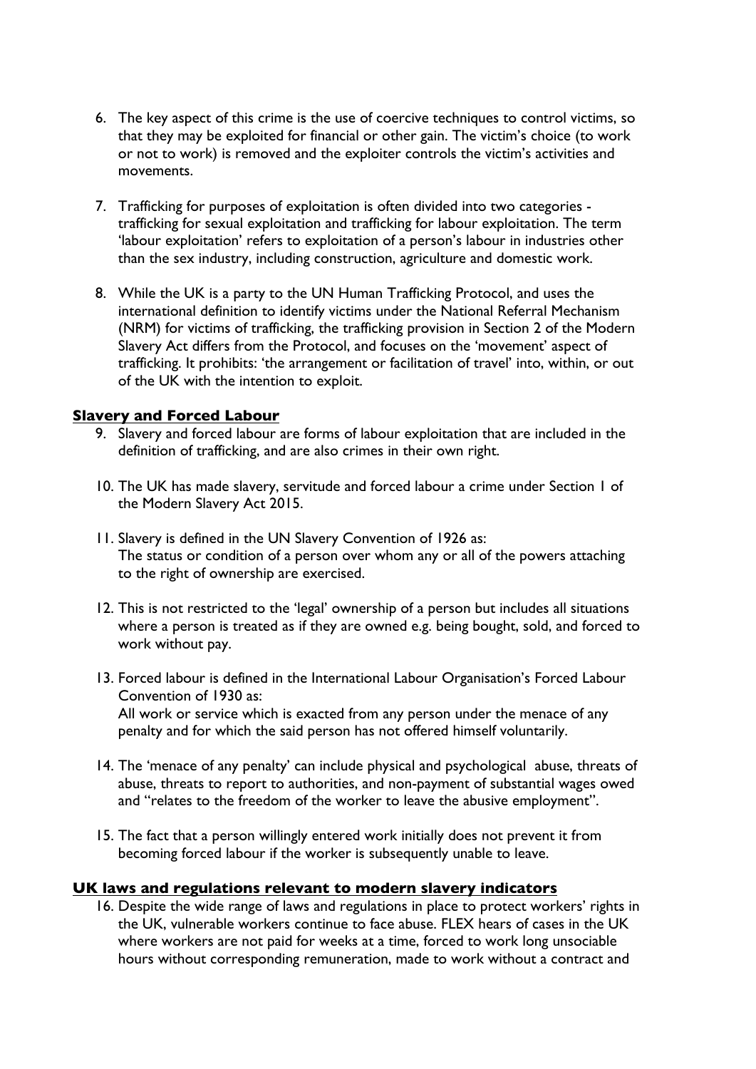6. The key aspect of this crime is the use of coercive techniques to control victims, so that they may be exploited for financial or other gain. The victim's choice (to work or not to work) is removed and the exploiter controls the victim's activities and movements.

7. Trafficking for purposes of exploitation is often divided into two categories - trafficking for sexual exploitation and trafficking for labour exploitation. The term 'labour exploitation' refers to exploitation of a person's labour in industries other than the sex industry, including construction, agriculture and domestic work.

8. While the UK is a party to the UN Human Trafficking Protocol, and uses the international definition to identify victims under the National Referral Mechanism (NRM) for victims of trafficking, the trafficking provision in Section 2 of the Modern Slavery Act differs from the Protocol, and focuses on the 'movement' aspect of trafficking. It prohibits: 'the arrangement or facilitation of travel' into, within, or out of the UK with the intention to exploit.

## Slavery and Forced Labour

9. Slavery and forced labour are forms of labour exploitation that are included in the definition of trafficking, and are also crimes in their own right.

10. The UK has made slavery, servitude and forced labour a crime under Section 1 of the Modern Slavery Act 2015.

11. Slavery is defined in the UN Slavery Convention of 1926 as:
    The status or condition of a person over whom any or all of the powers attaching to the right of ownership are exercised.

12. This is not restricted to the 'legal' ownership of a person but includes all situations where a person is treated as if they are owned e.g. being bought, sold, and forced to work without pay.

13. Forced labour is defined in the International Labour Organisation's Forced Labour Convention of 1930 as:
    All work or service which is exacted from any person under the menace of any penalty and for which the said person has not offered himself voluntarily.

14. The 'menace of any penalty' can include physical and psychological abuse, threats of abuse, threats to report to authorities, and non-payment of substantial wages owed and "relates to the freedom of the worker to leave the abusive employment".

15. The fact that a person willingly entered work initially does not prevent it from becoming forced labour if the worker is subsequently unable to leave.

## UK laws and regulations relevant to modern slavery indicators

16. Despite the wide range of laws and regulations in place to protect workers' rights in the UK, vulnerable workers continue to face abuse. FLEX hears of cases in the UK where workers are not paid for weeks at a time, forced to work long unsociable hours without corresponding remuneration, made to work without a contract and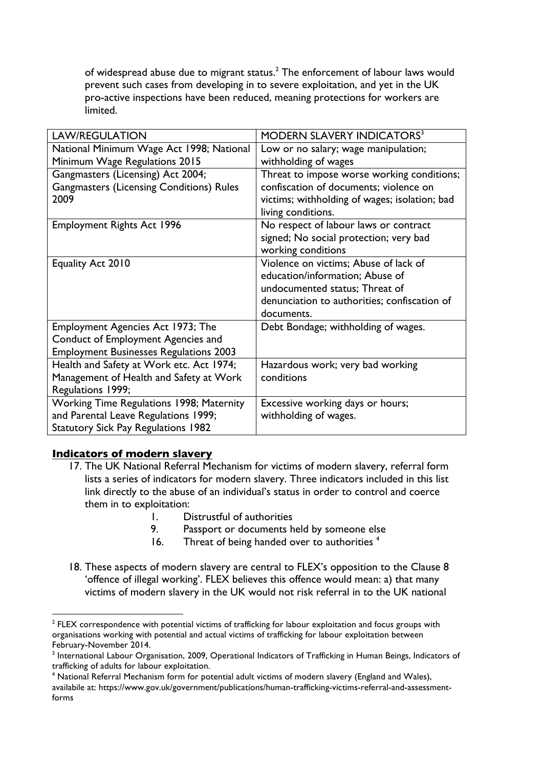of widespread abuse due to migrant status.[2] The enforcement of labour laws would prevent such cases from developing in to severe exploitation, and yet in the UK pro-active inspections have been reduced, meaning protections for workers are limited.

| LAW/REGULATION | MODERN SLAVERY INDICATORS[3] |
|---|---|
| National Minimum Wage Act 1998; National Minimum Wage Regulations 2015 | Low or no salary; wage manipulation; withholding of wages |
| Gangmasters (Licensing) Act 2004; Gangmasters (Licensing Conditions) Rules 2009 | Threat to impose worse working conditions; confiscation of documents; violence on victims; withholding of wages; isolation; bad living conditions. |
| Employment Rights Act 1996 | No respect of labour laws or contract signed; No social protection; very bad working conditions |
| Equality Act 2010 | Violence on victims; Abuse of lack of education/information; Abuse of undocumented status; Threat of denunciation to authorities; confiscation of documents. |
| Employment Agencies Act 1973; The Conduct of Employment Agencies and Employment Businesses Regulations 2003 | Debt Bondage; withholding of wages. |
| Health and Safety at Work etc. Act 1974; Management of Health and Safety at Work Regulations 1999; | Hazardous work; very bad working conditions |
| Working Time Regulations 1998; Maternity and Parental Leave Regulations 1999; Statutory Sick Pay Regulations 1982 | Excessive working days or hours; withholding of wages. |

## Indicators of modern slavery

17. The UK National Referral Mechanism for victims of modern slavery, referral form lists a series of indicators for modern slavery. Three indicators included in this list link directly to the abuse of an individual's status in order to control and coerce them in to exploitation:

    1. Distrustful of authorities
    9. Passport or documents held by someone else
    16. Threat of being handed over to authorities [4]

18. These aspects of modern slavery are central to FLEX's opposition to the Clause 8 'offence of illegal working'. FLEX believes this offence would mean: a) that many victims of modern slavery in the UK would not risk referral in to the UK national

---

[2] FLEX correspondence with potential victims of trafficking for labour exploitation and focus groups with organisations working with potential and actual victims of trafficking for labour exploitation between February-November 2014.

[3] International Labour Organisation, 2009, Operational Indicators of Trafficking in Human Beings, Indicators of trafficking of adults for labour exploitation.

[4] National Referral Mechanism form for potential adult victims of modern slavery (England and Wales), availabile at: https://www.gov.uk/government/publications/human-trafficking-victims-referral-and-assessment-forms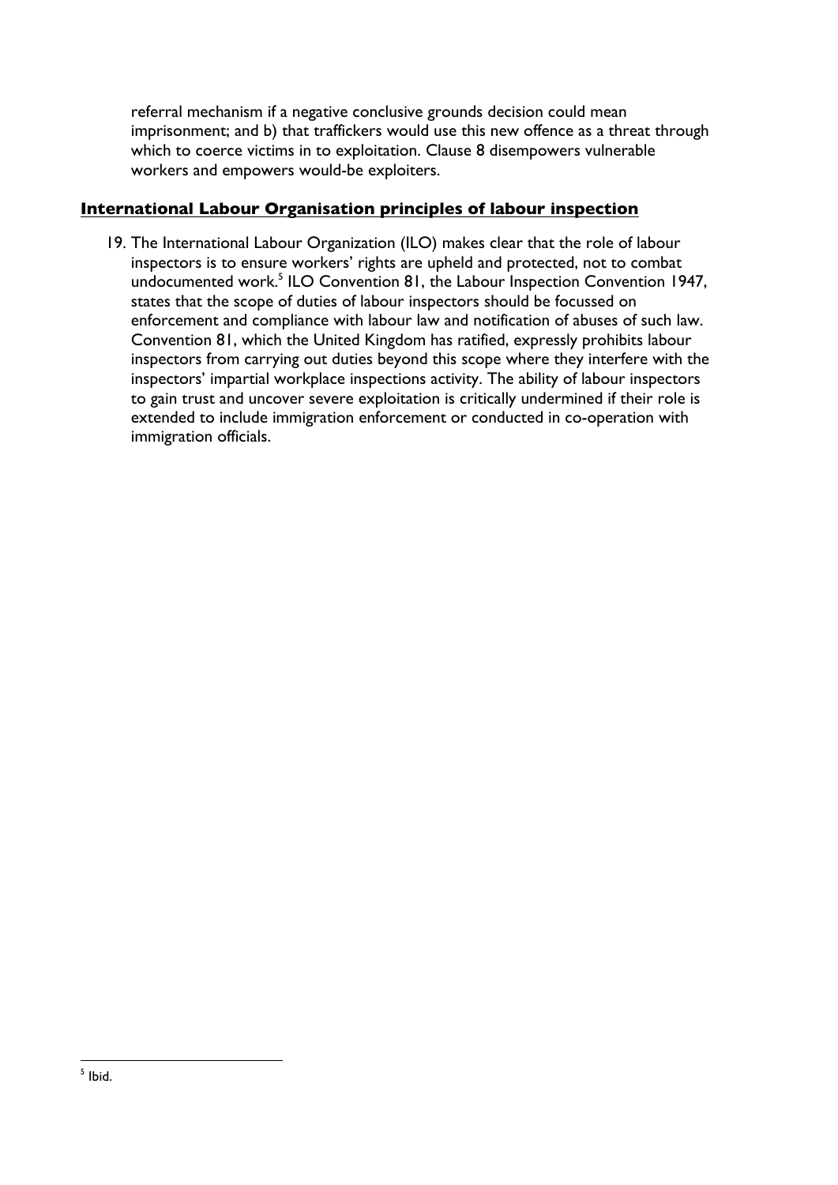referral mechanism if a negative conclusive grounds decision could mean imprisonment; and b) that traffickers would use this new offence as a threat through which to coerce victims in to exploitation. Clause 8 disempowers vulnerable workers and empowers would-be exploiters.

## International Labour Organisation principles of labour inspection

19. The International Labour Organization (ILO) makes clear that the role of labour inspectors is to ensure workers' rights are upheld and protected, not to combat undocumented work.[5] ILO Convention 81, the Labour Inspection Convention 1947, states that the scope of duties of labour inspectors should be focussed on enforcement and compliance with labour law and notification of abuses of such law. Convention 81, which the United Kingdom has ratified, expressly prohibits labour inspectors from carrying out duties beyond this scope where they interfere with the inspectors' impartial workplace inspections activity. The ability of labour inspectors to gain trust and uncover severe exploitation is critically undermined if their role is extended to include immigration enforcement or conducted in co-operation with immigration officials.

---

[5] Ibid.